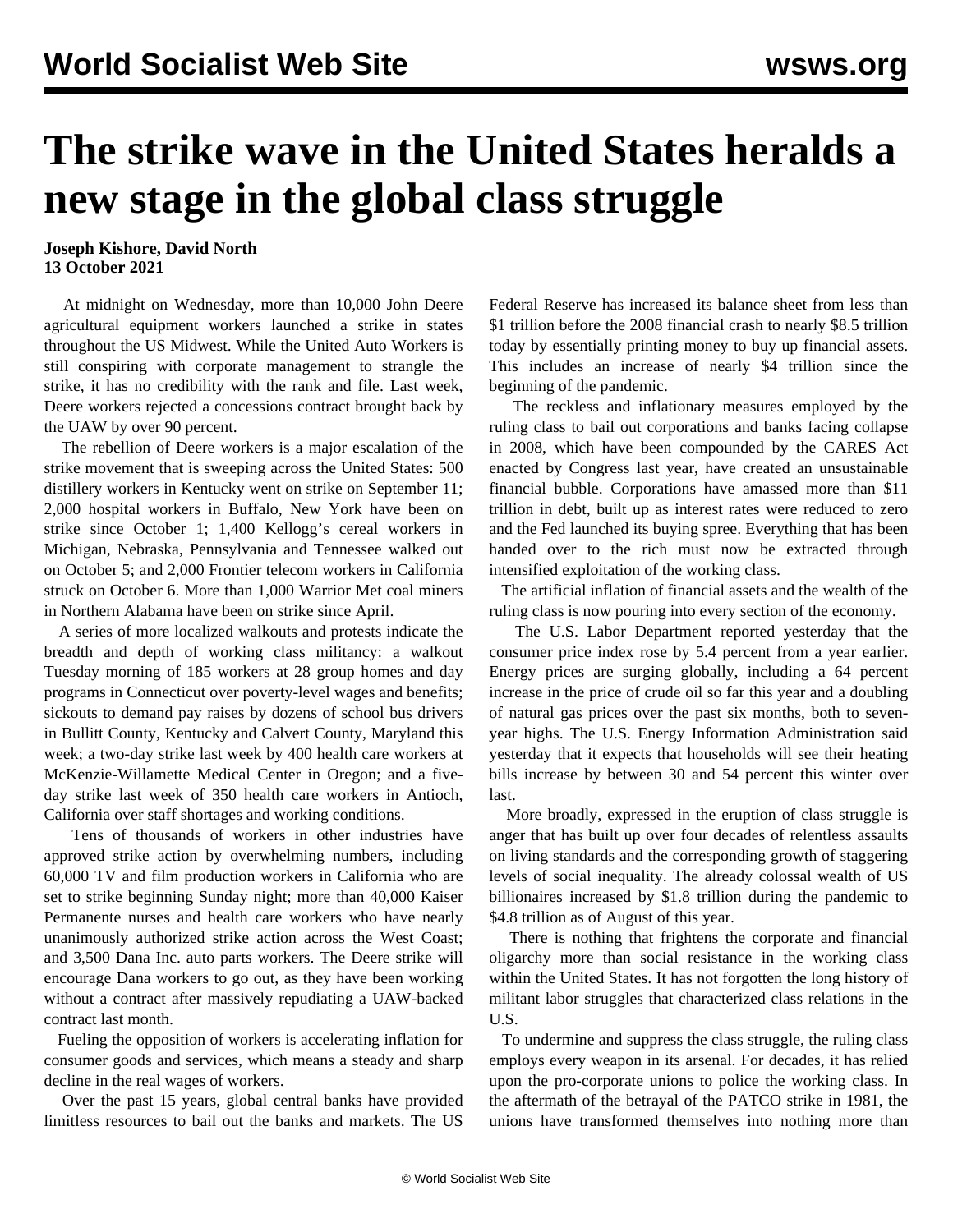# The strike wave in the United States heralds a new stage in the global class struggle

**Joseph Kishore, David North**
**13 October 2021**

At midnight on Wednesday, more than 10,000 John Deere agricultural equipment workers launched a strike in states throughout the US Midwest. While the United Auto Workers is still conspiring with corporate management to strangle the strike, it has no credibility with the rank and file. Last week, Deere workers rejected a concessions contract brought back by the UAW by over 90 percent.

The rebellion of Deere workers is a major escalation of the strike movement that is sweeping across the United States: 500 distillery workers in Kentucky went on strike on September 11; 2,000 hospital workers in Buffalo, New York have been on strike since October 1; 1,400 Kellogg's cereal workers in Michigan, Nebraska, Pennsylvania and Tennessee walked out on October 5; and 2,000 Frontier telecom workers in California struck on October 6. More than 1,000 Warrior Met coal miners in Northern Alabama have been on strike since April.

A series of more localized walkouts and protests indicate the breadth and depth of working class militancy: a walkout Tuesday morning of 185 workers at 28 group homes and day programs in Connecticut over poverty-level wages and benefits; sickouts to demand pay raises by dozens of school bus drivers in Bullitt County, Kentucky and Calvert County, Maryland this week; a two-day strike last week by 400 health care workers at McKenzie-Willamette Medical Center in Oregon; and a five-day strike last week of 350 health care workers in Antioch, California over staff shortages and working conditions.

Tens of thousands of workers in other industries have approved strike action by overwhelming numbers, including 60,000 TV and film production workers in California who are set to strike beginning Sunday night; more than 40,000 Kaiser Permanente nurses and health care workers who have nearly unanimously authorized strike action across the West Coast; and 3,500 Dana Inc. auto parts workers. The Deere strike will encourage Dana workers to go out, as they have been working without a contract after massively repudiating a UAW-backed contract last month.

Fueling the opposition of workers is accelerating inflation for consumer goods and services, which means a steady and sharp decline in the real wages of workers.

Over the past 15 years, global central banks have provided limitless resources to bail out the banks and markets. The US Federal Reserve has increased its balance sheet from less than $1 trillion before the 2008 financial crash to nearly $8.5 trillion today by essentially printing money to buy up financial assets. This includes an increase of nearly $4 trillion since the beginning of the pandemic.

The reckless and inflationary measures employed by the ruling class to bail out corporations and banks facing collapse in 2008, which have been compounded by the CARES Act enacted by Congress last year, have created an unsustainable financial bubble. Corporations have amassed more than $11 trillion in debt, built up as interest rates were reduced to zero and the Fed launched its buying spree. Everything that has been handed over to the rich must now be extracted through intensified exploitation of the working class.

The artificial inflation of financial assets and the wealth of the ruling class is now pouring into every section of the economy.

The U.S. Labor Department reported yesterday that the consumer price index rose by 5.4 percent from a year earlier. Energy prices are surging globally, including a 64 percent increase in the price of crude oil so far this year and a doubling of natural gas prices over the past six months, both to seven-year highs. The U.S. Energy Information Administration said yesterday that it expects that households will see their heating bills increase by between 30 and 54 percent this winter over last.

More broadly, expressed in the eruption of class struggle is anger that has built up over four decades of relentless assaults on living standards and the corresponding growth of staggering levels of social inequality. The already colossal wealth of US billionaires increased by $1.8 trillion during the pandemic to $4.8 trillion as of August of this year.

There is nothing that frightens the corporate and financial oligarchy more than social resistance in the working class within the United States. It has not forgotten the long history of militant labor struggles that characterized class relations in the U.S.

To undermine and suppress the class struggle, the ruling class employs every weapon in its arsenal. For decades, it has relied upon the pro-corporate unions to police the working class. In the aftermath of the betrayal of the PATCO strike in 1981, the unions have transformed themselves into nothing more than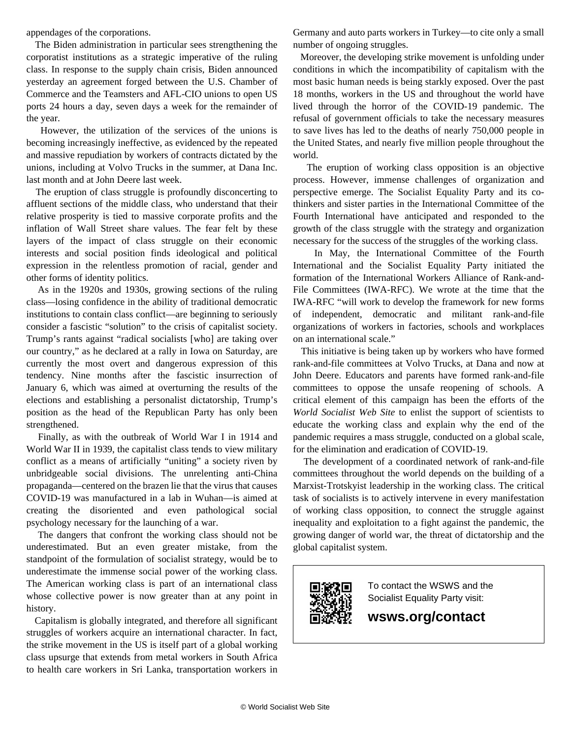appendages of the corporations.

The Biden administration in particular sees strengthening the corporatist institutions as a strategic imperative of the ruling class. In response to the supply chain crisis, Biden announced yesterday an agreement forged between the U.S. Chamber of Commerce and the Teamsters and AFL-CIO unions to open US ports 24 hours a day, seven days a week for the remainder of the year.

However, the utilization of the services of the unions is becoming increasingly ineffective, as evidenced by the repeated and massive repudiation by workers of contracts dictated by the unions, including at Volvo Trucks in the summer, at Dana Inc. last month and at John Deere last week.

The eruption of class struggle is profoundly disconcerting to affluent sections of the middle class, who understand that their relative prosperity is tied to massive corporate profits and the inflation of Wall Street share values. The fear felt by these layers of the impact of class struggle on their economic interests and social position finds ideological and political expression in the relentless promotion of racial, gender and other forms of identity politics.

As in the 1920s and 1930s, growing sections of the ruling class—losing confidence in the ability of traditional democratic institutions to contain class conflict—are beginning to seriously consider a fascistic "solution" to the crisis of capitalist society. Trump's rants against "radical socialists [who] are taking over our country," as he declared at a rally in Iowa on Saturday, are currently the most overt and dangerous expression of this tendency. Nine months after the fascistic insurrection of January 6, which was aimed at overturning the results of the elections and establishing a personalist dictatorship, Trump's position as the head of the Republican Party has only been strengthened.

Finally, as with the outbreak of World War I in 1914 and World War II in 1939, the capitalist class tends to view military conflict as a means of artificially "uniting" a society riven by unbridgeable social divisions. The unrelenting anti-China propaganda—centered on the brazen lie that the virus that causes COVID-19 was manufactured in a lab in Wuhan—is aimed at creating the disoriented and even pathological social psychology necessary for the launching of a war.

The dangers that confront the working class should not be underestimated. But an even greater mistake, from the standpoint of the formulation of socialist strategy, would be to underestimate the immense social power of the working class. The American working class is part of an international class whose collective power is now greater than at any point in history.

Capitalism is globally integrated, and therefore all significant struggles of workers acquire an international character. In fact, the strike movement in the US is itself part of a global working class upsurge that extends from metal workers in South Africa to health care workers in Sri Lanka, transportation workers in Germany and auto parts workers in Turkey—to cite only a small number of ongoing struggles.

Moreover, the developing strike movement is unfolding under conditions in which the incompatibility of capitalism with the most basic human needs is being starkly exposed. Over the past 18 months, workers in the US and throughout the world have lived through the horror of the COVID-19 pandemic. The refusal of government officials to take the necessary measures to save lives has led to the deaths of nearly 750,000 people in the United States, and nearly five million people throughout the world.

The eruption of working class opposition is an objective process. However, immense challenges of organization and perspective emerge. The Socialist Equality Party and its co-thinkers and sister parties in the International Committee of the Fourth International have anticipated and responded to the growth of the class struggle with the strategy and organization necessary for the success of the struggles of the working class.

In May, the International Committee of the Fourth International and the Socialist Equality Party initiated the formation of the International Workers Alliance of Rank-and-File Committees (IWA-RFC). We wrote at the time that the IWA-RFC "will work to develop the framework for new forms of independent, democratic and militant rank-and-file organizations of workers in factories, schools and workplaces on an international scale."

This initiative is being taken up by workers who have formed rank-and-file committees at Volvo Trucks, at Dana and now at John Deere. Educators and parents have formed rank-and-file committees to oppose the unsafe reopening of schools. A critical element of this campaign has been the efforts of the *World Socialist Web Site* to enlist the support of scientists to educate the working class and explain why the end of the pandemic requires a mass struggle, conducted on a global scale, for the elimination and eradication of COVID-19.

The development of a coordinated network of rank-and-file committees throughout the world depends on the building of a Marxist-Trotskyist leadership in the working class. The critical task of socialists is to actively intervene in every manifestation of working class opposition, to connect the struggle against inequality and exploitation to a fight against the pandemic, the growing danger of world war, the threat of dictatorship and the global capitalist system.

To contact the WSWS and the Socialist Equality Party visit:

**wsws.org/contact**